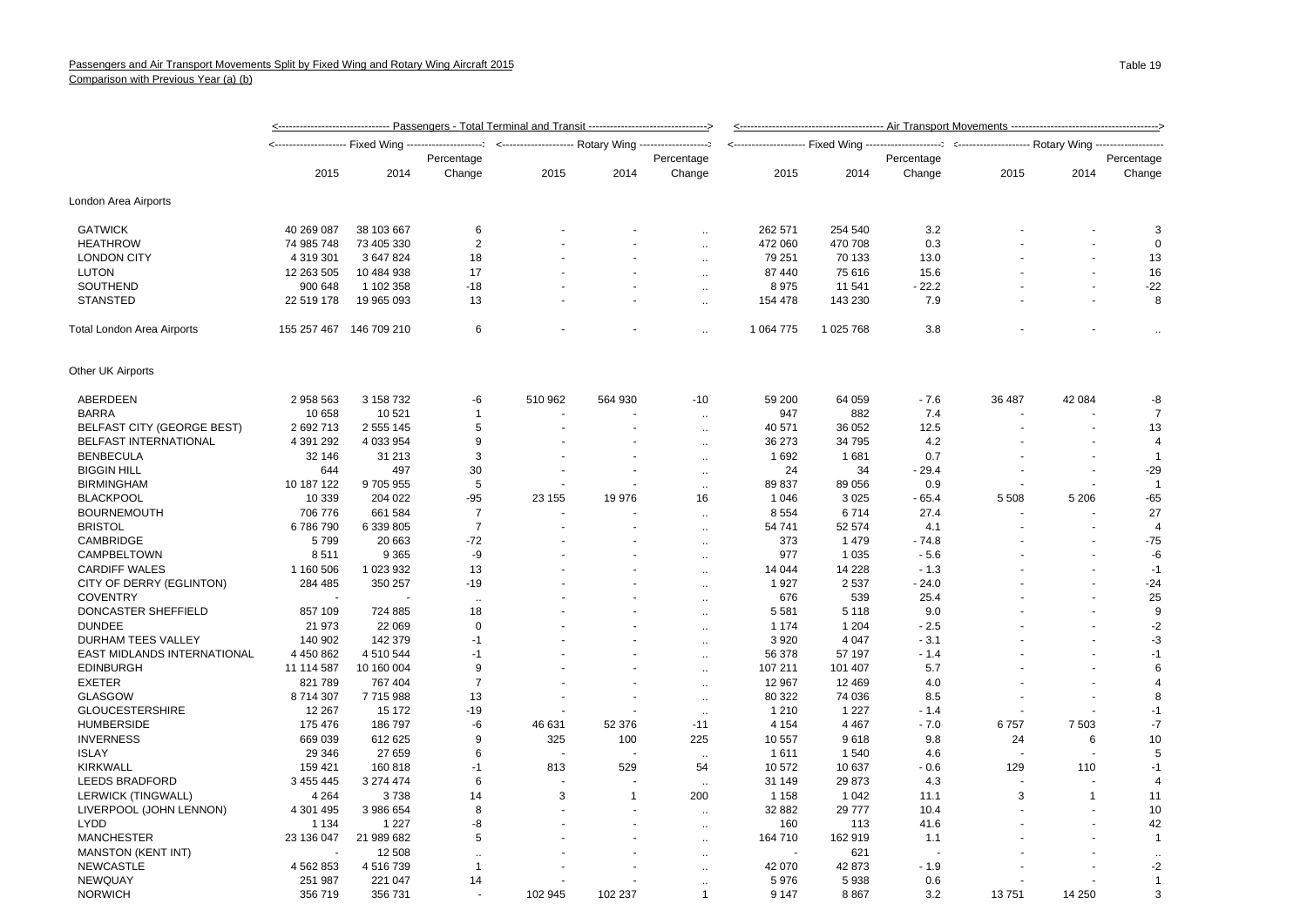Passengers and Air Transport Movements Split by Fixed Wing and Rotary Wing Aircraft 2015

Comparison with Previous Year (a) (b)

Table 19

| | Passengers - Total Terminal and Transit | | | | | | Air Transport Movements | | | | | |
|---|---|---|---|---|---|---|---|---|---|---|---|---|
| | Fixed Wing | | | Rotary Wing | | | Fixed Wing | | | Rotary Wing | | |
| | 2015 | 2014 | Percentage Change | 2015 | 2014 | Percentage Change | 2015 | 2014 | Percentage Change | 2015 | 2014 | Percentage Change |
| **London Area Airports** | | | | | | | | | | | | |
| GATWICK | 40 269 087 | 38 103 667 | 6 | - | - | .. | 262 571 | 254 540 | 3.2 | - | - | 3 |
| HEATHROW | 74 985 748 | 73 405 330 | 2 | - | - | .. | 472 060 | 470 708 | 0.3 | - | - | 0 |
| LONDON CITY | 4 319 301 | 3 647 824 | 18 | - | - | .. | 79 251 | 70 133 | 13.0 | - | - | 13 |
| LUTON | 12 263 505 | 10 484 938 | 17 | - | - | .. | 87 440 | 75 616 | 15.6 | - | - | 16 |
| SOUTHEND | 900 648 | 1 102 358 | -18 | - | - | .. | 8 975 | 11 541 | - 22.2 | - | - | -22 |
| STANSTED | 22 519 178 | 19 965 093 | 13 | - | - | .. | 154 478 | 143 230 | 7.9 | - | - | 8 |
| Total London Area Airports | 155 257 467 | 146 709 210 | 6 | - | - | .. | 1 064 775 | 1 025 768 | 3.8 | - | - | .. |
| **Other UK Airports** | | | | | | | | | | | | |
| ABERDEEN | 2 958 563 | 3 158 732 | -6 | 510 962 | 564 930 | -10 | 59 200 | 64 059 | - 7.6 | 36 487 | 42 084 | -8 |
| BARRA | 10 658 | 10 521 | 1 | - | - | .. | 947 | 882 | 7.4 | - | - | 7 |
| BELFAST CITY (GEORGE BEST) | 2 692 713 | 2 555 145 | 5 | - | - | .. | 40 571 | 36 052 | 12.5 | - | - | 13 |
| BELFAST INTERNATIONAL | 4 391 292 | 4 033 954 | 9 | - | - | .. | 36 273 | 34 795 | 4.2 | - | - | 4 |
| BENBECULA | 32 146 | 31 213 | 3 | - | - | .. | 1 692 | 1 681 | 0.7 | - | - | 1 |
| BIGGIN HILL | 644 | 497 | 30 | - | - | .. | 24 | 34 | - 29.4 | - | - | -29 |
| BIRMINGHAM | 10 187 122 | 9 705 955 | 5 | - | - | .. | 89 837 | 89 056 | 0.9 | - | - | 1 |
| BLACKPOOL | 10 339 | 204 022 | -95 | 23 155 | 19 976 | 16 | 1 046 | 3 025 | - 65.4 | 5 508 | 5 206 | -65 |
| BOURNEMOUTH | 706 776 | 661 584 | 7 | - | - | .. | 8 554 | 6 714 | 27.4 | - | - | 27 |
| BRISTOL | 6 786 790 | 6 339 805 | 7 | - | - | .. | 54 741 | 52 574 | 4.1 | - | - | 4 |
| CAMBRIDGE | 5 799 | 20 663 | -72 | - | - | .. | 373 | 1 479 | - 74.8 | - | - | -75 |
| CAMPBELTOWN | 8 511 | 9 365 | -9 | - | - | .. | 977 | 1 035 | - 5.6 | - | - | -6 |
| CARDIFF WALES | 1 160 506 | 1 023 932 | 13 | - | - | .. | 14 044 | 14 228 | - 1.3 | - | - | -1 |
| CITY OF DERRY (EGLINTON) | 284 485 | 350 257 | -19 | - | - | .. | 1 927 | 2 537 | - 24.0 | - | - | -24 |
| COVENTRY | - | - | .. | - | - | .. | 676 | 539 | 25.4 | - | - | 25 |
| DONCASTER SHEFFIELD | 857 109 | 724 885 | 18 | - | - | .. | 5 581 | 5 118 | 9.0 | - | - | 9 |
| DUNDEE | 21 973 | 22 069 | 0 | - | - | .. | 1 174 | 1 204 | - 2.5 | - | - | -2 |
| DURHAM TEES VALLEY | 140 902 | 142 379 | -1 | - | - | .. | 3 920 | 4 047 | - 3.1 | - | - | -3 |
| EAST MIDLANDS INTERNATIONAL | 4 450 862 | 4 510 544 | -1 | - | - | .. | 56 378 | 57 197 | - 1.4 | - | - | -1 |
| EDINBURGH | 11 114 587 | 10 160 004 | 9 | - | - | .. | 107 211 | 101 407 | 5.7 | - | - | 6 |
| EXETER | 821 789 | 767 404 | 7 | - | - | .. | 12 967 | 12 469 | 4.0 | - | - | 4 |
| GLASGOW | 8 714 307 | 7 715 988 | 13 | - | - | .. | 80 322 | 74 036 | 8.5 | - | - | 8 |
| GLOUCESTERSHIRE | 12 267 | 15 172 | -19 | - | - | .. | 1 210 | 1 227 | - 1.4 | - | - | -1 |
| HUMBERSIDE | 175 476 | 186 797 | -6 | 46 631 | 52 376 | -11 | 4 154 | 4 467 | - 7.0 | 6 757 | 7 503 | -7 |
| INVERNESS | 669 039 | 612 625 | 9 | 325 | 100 | 225 | 10 557 | 9 618 | 9.8 | 24 | 6 | 10 |
| ISLAY | 29 346 | 27 659 | 6 | - | - | .. | 1 611 | 1 540 | 4.6 | - | - | 5 |
| KIRKWALL | 159 421 | 160 818 | -1 | 813 | 529 | 54 | 10 572 | 10 637 | - 0.6 | 129 | 110 | -1 |
| LEEDS BRADFORD | 3 455 445 | 3 274 474 | 6 | - | - | .. | 31 149 | 29 873 | 4.3 | - | - | 4 |
| LERWICK (TINGWALL) | 4 264 | 3 738 | 14 | 3 | 1 | 200 | 1 158 | 1 042 | 11.1 | 3 | 1 | 11 |
| LIVERPOOL (JOHN LENNON) | 4 301 495 | 3 986 654 | 8 | - | - | .. | 32 882 | 29 777 | 10.4 | - | - | 10 |
| LYDD | 1 134 | 1 227 | -8 | - | - | .. | 160 | 113 | 41.6 | - | - | 42 |
| MANCHESTER | 23 136 047 | 21 989 682 | 5 | - | - | .. | 164 710 | 162 919 | 1.1 | - | - | 1 |
| MANSTON (KENT INT) | - | 12 508 | .. | - | - | .. | - | 621 | - | - | - | .. |
| NEWCASTLE | 4 562 853 | 4 516 739 | 1 | - | - | .. | 42 070 | 42 873 | - 1.9 | - | - | -2 |
| NEWQUAY | 251 987 | 221 047 | 14 | - | - | .. | 5 976 | 5 938 | 0.6 | - | - | 1 |
| NORWICH | 356 719 | 356 731 | - | 102 945 | 102 237 | 1 | 9 147 | 8 867 | 3.2 | 13 751 | 14 250 | 3 |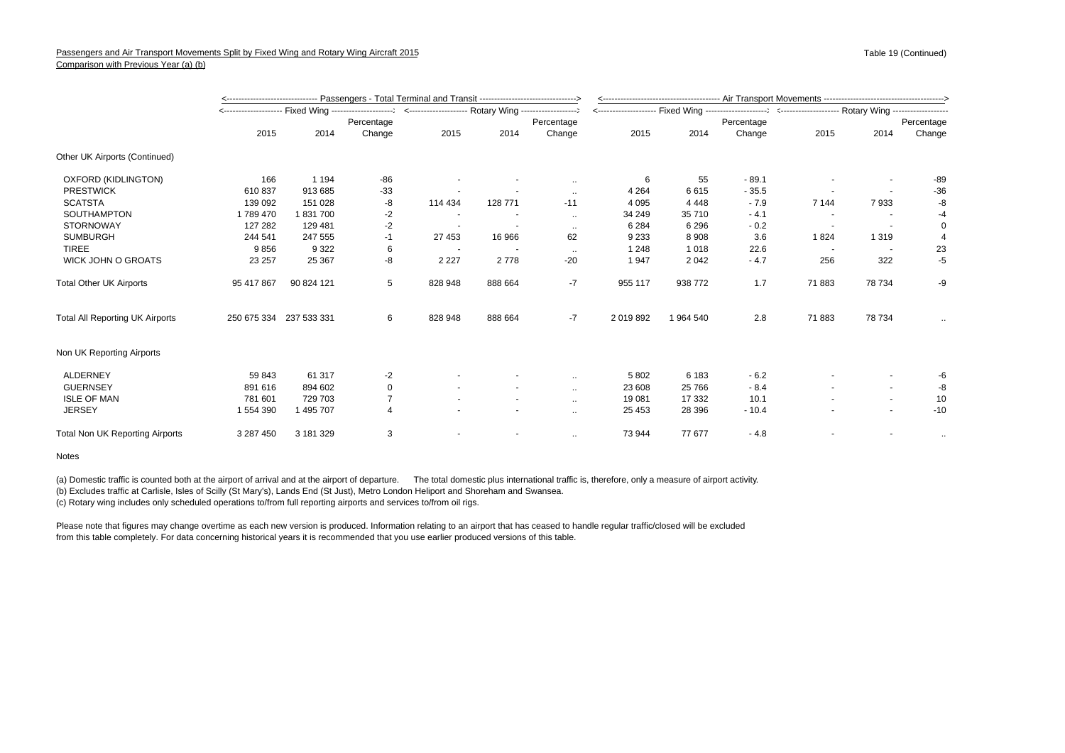Passengers and Air Transport Movements Split by Fixed Wing and Rotary Wing Aircraft 2015

Comparison with Previous Year (a) (b)

Table 19 (Continued)

| | Passengers - Total Terminal and Transit | | | | | | Air Transport Movements | | | | | |
|---|---|---|---|---|---|---|---|---|---|---|---|---|
| | Fixed Wing | | | Rotary Wing | | | Fixed Wing | | | Rotary Wing | | |
| | 2015 | 2014 | Percentage Change | 2015 | 2014 | Percentage Change | 2015 | 2014 | Percentage Change | 2015 | 2014 | Percentage Change |
| Other UK Airports (Continued) | | | | | | | | | | | | |
| OXFORD (KIDLINGTON) | 166 | 1 194 | -86 | - | - | .. | 6 | 55 | - 89.1 | - | - | -89 |
| PRESTWICK | 610 837 | 913 685 | -33 | - | - | .. | 4 264 | 6 615 | - 35.5 | - | - | -36 |
| SCATSTA | 139 092 | 151 028 | -8 | 114 434 | 128 771 | -11 | 4 095 | 4 448 | - 7.9 | 7 144 | 7 933 | -8 |
| SOUTHAMPTON | 1 789 470 | 1 831 700 | -2 | - | - | .. | 34 249 | 35 710 | - 4.1 | - | - | -4 |
| STORNOWAY | 127 282 | 129 481 | -2 | - | - | .. | 6 284 | 6 296 | - 0.2 | - | - | 0 |
| SUMBURGH | 244 541 | 247 555 | -1 | 27 453 | 16 966 | 62 | 9 233 | 8 908 | 3.6 | 1 824 | 1 319 | 4 |
| TIREE | 9 856 | 9 322 | 6 | - | - | .. | 1 248 | 1 018 | 22.6 | - | - | 23 |
| WICK JOHN O GROATS | 23 257 | 25 367 | -8 | 2 227 | 2 778 | -20 | 1 947 | 2 042 | - 4.7 | 256 | 322 | -5 |
| Total Other UK Airports | 95 417 867 | 90 824 121 | 5 | 828 948 | 888 664 | -7 | 955 117 | 938 772 | 1.7 | 71 883 | 78 734 | -9 |
| Total All Reporting UK Airports | 250 675 334 | 237 533 331 | 6 | 828 948 | 888 664 | -7 | 2 019 892 | 1 964 540 | 2.8 | 71 883 | 78 734 | .. |
| Non UK Reporting Airports | | | | | | | | | | | | |
| ALDERNEY | 59 843 | 61 317 | -2 | - | - | .. | 5 802 | 6 183 | - 6.2 | - | - | -6 |
| GUERNSEY | 891 616 | 894 602 | 0 | - | - | .. | 23 608 | 25 766 | - 8.4 | - | - | -8 |
| ISLE OF MAN | 781 601 | 729 703 | 7 | - | - | .. | 19 081 | 17 332 | 10.1 | - | - | 10 |
| JERSEY | 1 554 390 | 1 495 707 | 4 | - | - | .. | 25 453 | 28 396 | - 10.4 | - | - | -10 |
| Total Non UK Reporting Airports | 3 287 450 | 3 181 329 | 3 | - | - | .. | 73 944 | 77 677 | - 4.8 | - | - | .. |

Notes

(a) Domestic traffic is counted both at the airport of arrival and at the airport of departure. The total domestic plus international traffic is, therefore, only a measure of airport activity.

(b) Excludes traffic at Carlisle, Isles of Scilly (St Mary's), Lands End (St Just), Metro London Heliport and Shoreham and Swansea.

(c) Rotary wing includes only scheduled operations to/from full reporting airports and services to/from oil rigs.

Please note that figures may change overtime as each new version is produced. Information relating to an airport that has ceased to handle regular traffic/closed will be excluded from this table completely. For data concerning historical years it is recommended that you use earlier produced versions of this table.